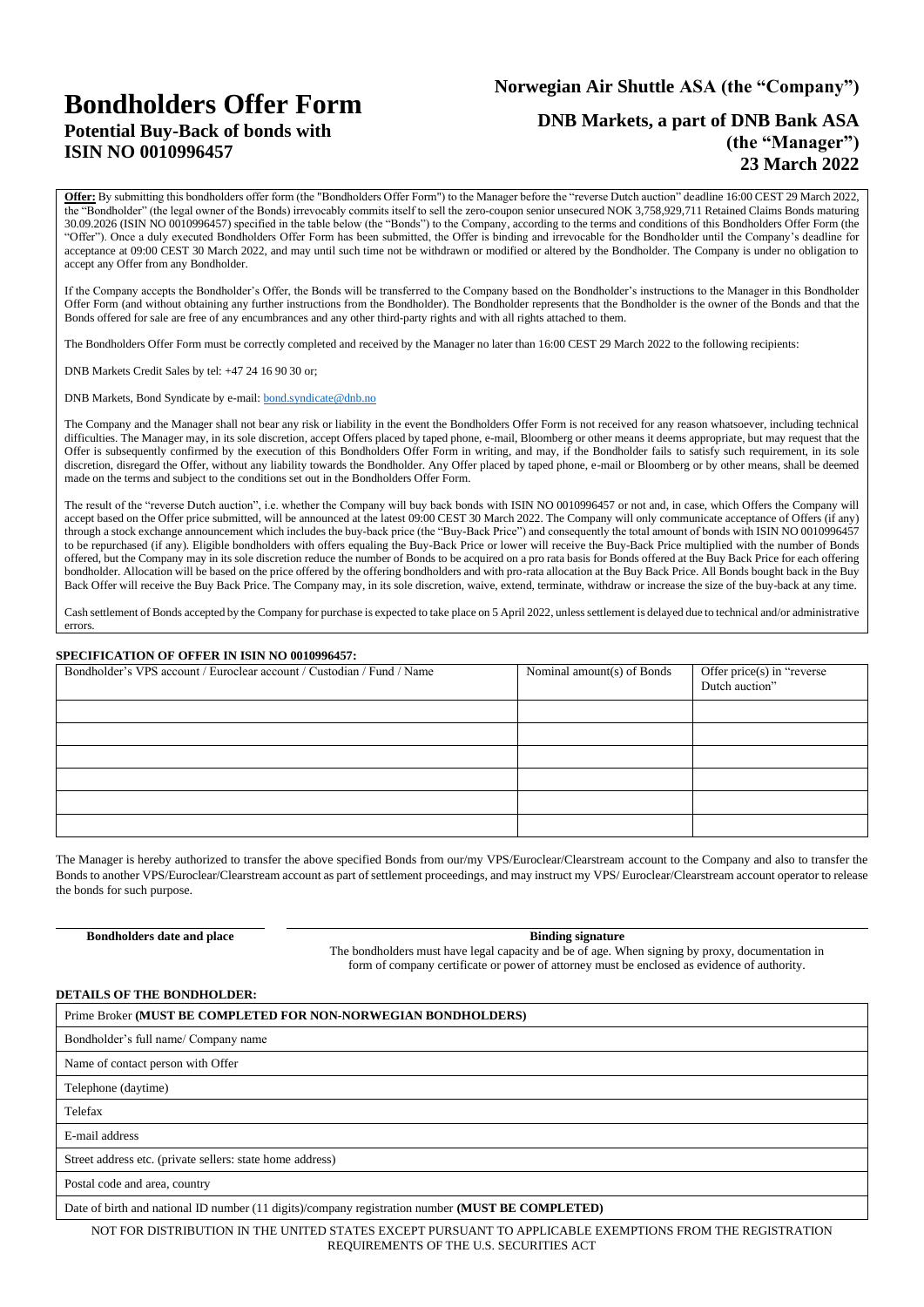# Bondholders Offer Form

## Potential Buy-Back of bonds with ISIN NO 0010996457

**Norwegian Air Shuttle ASA (the "Company")**

**DNB Markets, a part of DNB Bank ASA (the "Manager")**

**23 March 2022**

**Offer:** By submitting this bondholders offer form (the "Bondholders Offer Form") to the Manager before the "reverse Dutch auction" deadline 16:00 CEST 29 March 2022, the "Bondholder" (the legal owner of the Bonds) irrevocably commits itself to sell the zero-coupon senior unsecured NOK 3,758,929,711 Retained Claims Bonds maturing 30.09.2026 (ISIN NO 0010996457) specified in the table below (the "Bonds") to the Company, according to the terms and conditions of this Bondholders Offer Form (the "Offer"). Once a duly executed Bondholders Offer Form has been submitted, the Offer is binding and irrevocable for the Bondholder until the Company's deadline for acceptance at 09:00 CEST 30 March 2022, and may until such time not be withdrawn or modified or altered by the Bondholder. The Company is under no obligation to accept any Offer from any Bondholder.

If the Company accepts the Bondholder's Offer, the Bonds will be transferred to the Company based on the Bondholder's instructions to the Manager in this Bondholder Offer Form (and without obtaining any further instructions from the Bondholder). The Bondholder represents that the Bondholder is the owner of the Bonds and that the Bonds offered for sale are free of any encumbrances and any other third-party rights and with all rights attached to them.

The Bondholders Offer Form must be correctly completed and received by the Manager no later than 16:00 CEST 29 March 2022 to the following recipients:

DNB Markets Credit Sales by tel: +47 24 16 90 30 or;

DNB Markets, Bond Syndicate by e-mail: bond.syndicate@dnb.no

The Company and the Manager shall not bear any risk or liability in the event the Bondholders Offer Form is not received for any reason whatsoever, including technical difficulties. The Manager may, in its sole discretion, accept Offers placed by taped phone, e-mail, Bloomberg or other means it deems appropriate, but may request that the Offer is subsequently confirmed by the execution of this Bondholders Offer Form in writing, and may, if the Bondholder fails to satisfy such requirement, in its sole discretion, disregard the Offer, without any liability towards the Bondholder. Any Offer placed by taped phone, e-mail or Bloomberg or by other means, shall be deemed made on the terms and subject to the conditions set out in the Bondholders Offer Form.

The result of the "reverse Dutch auction", i.e. whether the Company will buy back bonds with ISIN NO 0010996457 or not and, in case, which Offers the Company will accept based on the Offer price submitted, will be announced at the latest 09:00 CEST 30 March 2022. The Company will only communicate acceptance of Offers (if any) through a stock exchange announcement which includes the buy-back price (the "Buy-Back Price") and consequently the total amount of bonds with ISIN NO 0010996457 to be repurchased (if any). Eligible bondholders with offers equaling the Buy-Back Price or lower will receive the Buy-Back Price multiplied with the number of Bonds offered, but the Company may in its sole discretion reduce the number of Bonds to be acquired on a pro rata basis for Bonds offered at the Buy Back Price for each offering bondholder. Allocation will be based on the price offered by the offering bondholders and with pro-rata allocation at the Buy Back Price. All Bonds bought back in the Buy Back Offer will receive the Buy Back Price. The Company may, in its sole discretion, waive, extend, terminate, withdraw or increase the size of the buy-back at any time.

Cash settlement of Bonds accepted by the Company for purchase is expected to take place on 5 April 2022, unless settlement is delayed due to technical and/or administrative errors.

**SPECIFICATION OF OFFER IN ISIN NO 0010996457:**

| Bondholder's VPS account / Euroclear account / Custodian / Fund / Name | Nominal amount(s) of Bonds | Offer price(s) in "reverse Dutch auction" |
|---|---|---|
| | | |
| | | |
| | | |
| | | |
| | | |
| | | |

The Manager is hereby authorized to transfer the above specified Bonds from our/my VPS/Euroclear/Clearstream account to the Company and also to transfer the Bonds to another VPS/Euroclear/Clearstream account as part of settlement proceedings, and may instruct my VPS/ Euroclear/Clearstream account operator to release the bonds for such purpose.

**Bondholders date and place**

**Binding signature**

The bondholders must have legal capacity and be of age. When signing by proxy, documentation in form of company certificate or power of attorney must be enclosed as evidence of authority.

**DETAILS OF THE BONDHOLDER:**

| |
|---|
| Prime Broker **(MUST BE COMPLETED FOR NON-NORWEGIAN BONDHOLDERS)** |
| Bondholder's full name/ Company name |
| Name of contact person with Offer |
| Telephone (daytime) |
| Telefax |
| E-mail address |
| Street address etc. (private sellers: state home address) |
| Postal code and area, country |
| Date of birth and national ID number (11 digits)/company registration number **(MUST BE COMPLETED)** |

NOT FOR DISTRIBUTION IN THE UNITED STATES EXCEPT PURSUANT TO APPLICABLE EXEMPTIONS FROM THE REGISTRATION REQUIREMENTS OF THE U.S. SECURITIES ACT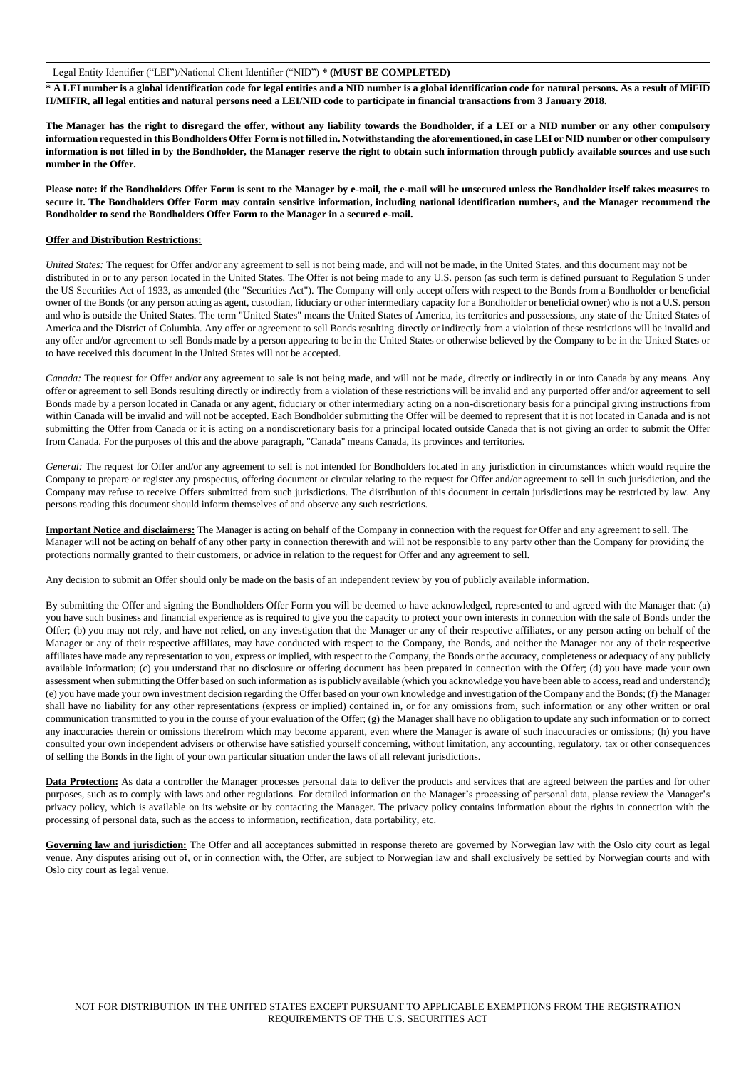| Legal Entity Identifier ("LEI")/National Client Identifier ("NID") **\* (MUST BE COMPLETED)** |
| --- |

**\* A LEI number is a global identification code for legal entities and a NID number is a global identification code for natural persons. As a result of MiFID II/MIFIR, all legal entities and natural persons need a LEI/NID code to participate in financial transactions from 3 January 2018.**

**The Manager has the right to disregard the offer, without any liability towards the Bondholder, if a LEI or a NID number or any other compulsory information requested in this Bondholders Offer Form is not filled in. Notwithstanding the aforementioned, in case LEI or NID number or other compulsory information is not filled in by the Bondholder, the Manager reserve the right to obtain such information through publicly available sources and use such number in the Offer.**

**Please note: if the Bondholders Offer Form is sent to the Manager by e-mail, the e-mail will be unsecured unless the Bondholder itself takes measures to secure it. The Bondholders Offer Form may contain sensitive information, including national identification numbers, and the Manager recommend the Bondholder to send the Bondholders Offer Form to the Manager in a secured e-mail.**

**Offer and Distribution Restrictions:**

*United States:* The request for Offer and/or any agreement to sell is not being made, and will not be made, in the United States, and this document may not be distributed in or to any person located in the United States. The Offer is not being made to any U.S. person (as such term is defined pursuant to Regulation S under the US Securities Act of 1933, as amended (the "Securities Act"). The Company will only accept offers with respect to the Bonds from a Bondholder or beneficial owner of the Bonds (or any person acting as agent, custodian, fiduciary or other intermediary capacity for a Bondholder or beneficial owner) who is not a U.S. person and who is outside the United States. The term "United States" means the United States of America, its territories and possessions, any state of the United States of America and the District of Columbia. Any offer or agreement to sell Bonds resulting directly or indirectly from a violation of these restrictions will be invalid and any offer and/or agreement to sell Bonds made by a person appearing to be in the United States or otherwise believed by the Company to be in the United States or to have received this document in the United States will not be accepted.

*Canada:* The request for Offer and/or any agreement to sale is not being made, and will not be made, directly or indirectly in or into Canada by any means. Any offer or agreement to sell Bonds resulting directly or indirectly from a violation of these restrictions will be invalid and any purported offer and/or agreement to sell Bonds made by a person located in Canada or any agent, fiduciary or other intermediary acting on a non-discretionary basis for a principal giving instructions from within Canada will be invalid and will not be accepted. Each Bondholder submitting the Offer will be deemed to represent that it is not located in Canada and is not submitting the Offer from Canada or it is acting on a nondiscretionary basis for a principal located outside Canada that is not giving an order to submit the Offer from Canada. For the purposes of this and the above paragraph, "Canada" means Canada, its provinces and territories.

*General:* The request for Offer and/or any agreement to sell is not intended for Bondholders located in any jurisdiction in circumstances which would require the Company to prepare or register any prospectus, offering document or circular relating to the request for Offer and/or agreement to sell in such jurisdiction, and the Company may refuse to receive Offers submitted from such jurisdictions. The distribution of this document in certain jurisdictions may be restricted by law. Any persons reading this document should inform themselves of and observe any such restrictions.

**Important Notice and disclaimers:** The Manager is acting on behalf of the Company in connection with the request for Offer and any agreement to sell. The Manager will not be acting on behalf of any other party in connection therewith and will not be responsible to any party other than the Company for providing the protections normally granted to their customers, or advice in relation to the request for Offer and any agreement to sell.

Any decision to submit an Offer should only be made on the basis of an independent review by you of publicly available information.

By submitting the Offer and signing the Bondholders Offer Form you will be deemed to have acknowledged, represented to and agreed with the Manager that: (a) you have such business and financial experience as is required to give you the capacity to protect your own interests in connection with the sale of Bonds under the Offer; (b) you may not rely, and have not relied, on any investigation that the Manager or any of their respective affiliates, or any person acting on behalf of the Manager or any of their respective affiliates, may have conducted with respect to the Company, the Bonds, and neither the Manager nor any of their respective affiliates have made any representation to you, express or implied, with respect to the Company, the Bonds or the accuracy, completeness or adequacy of any publicly available information; (c) you understand that no disclosure or offering document has been prepared in connection with the Offer; (d) you have made your own assessment when submitting the Offer based on such information as is publicly available (which you acknowledge you have been able to access, read and understand); (e) you have made your own investment decision regarding the Offer based on your own knowledge and investigation of the Company and the Bonds; (f) the Manager shall have no liability for any other representations (express or implied) contained in, or for any omissions from, such information or any other written or oral communication transmitted to you in the course of your evaluation of the Offer; (g) the Manager shall have no obligation to update any such information or to correct any inaccuracies therein or omissions therefrom which may become apparent, even where the Manager is aware of such inaccuracies or omissions; (h) you have consulted your own independent advisers or otherwise have satisfied yourself concerning, without limitation, any accounting, regulatory, tax or other consequences of selling the Bonds in the light of your own particular situation under the laws of all relevant jurisdictions.

**Data Protection:** As data a controller the Manager processes personal data to deliver the products and services that are agreed between the parties and for other purposes, such as to comply with laws and other regulations. For detailed information on the Manager's processing of personal data, please review the Manager's privacy policy, which is available on its website or by contacting the Manager. The privacy policy contains information about the rights in connection with the processing of personal data, such as the access to information, rectification, data portability, etc.

**Governing law and jurisdiction:** The Offer and all acceptances submitted in response thereto are governed by Norwegian law with the Oslo city court as legal venue. Any disputes arising out of, or in connection with, the Offer, are subject to Norwegian law and shall exclusively be settled by Norwegian courts and with Oslo city court as legal venue.

NOT FOR DISTRIBUTION IN THE UNITED STATES EXCEPT PURSUANT TO APPLICABLE EXEMPTIONS FROM THE REGISTRATION REQUIREMENTS OF THE U.S. SECURITIES ACT